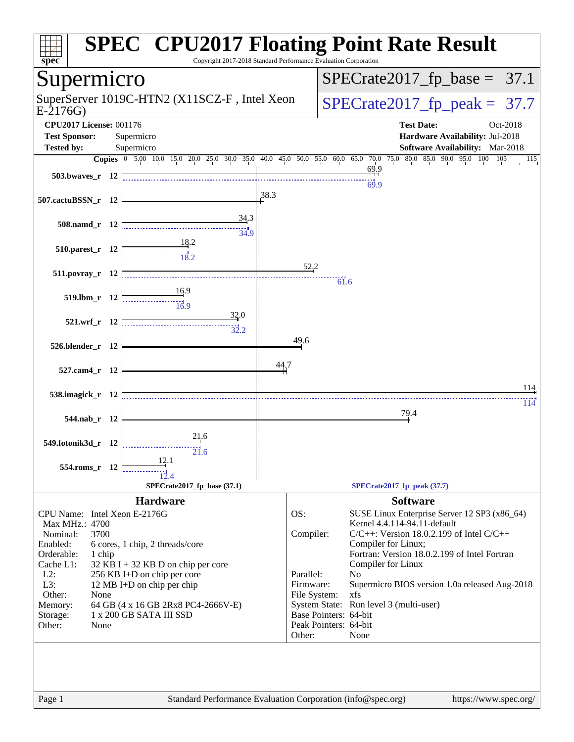# SPEC CPU2017 Floating Point Rate Result

Copyright 2017-2018 Standard Performance Evaluation Corporation

## Supermicro

SuperServer 1019C-HTN2 (X11SCZ-F , Intel Xeon E-2176G)

SPECrate2017_fp_base = 37.1

SPECrate2017_fp_peak = 37.7

**CPU2017 License:** 001176
**Test Sponsor:** Supermicro
**Tested by:** Supermicro

**Test Date:** Oct-2018
**Hardware Availability:** Jul-2018
**Software Availability:** Mar-2018

| Benchmark | Copies | Base | Peak |
|---|---|---|---|
| 503.bwaves_r | 12 | 69.9 | 69.9 |
| 507.cactuBSSN_r | 12 | 38.3 | |
| 508.namd_r | 12 | 34.3 | 34.9 |
| 510.parest_r | 12 | 18.2 | 18.2 |
| 511.povray_r | 12 | 52.2 | 61.6 |
| 519.lbm_r | 12 | 16.9 | 16.9 |
| 521.wrf_r | 12 | 32.0 | 32.2 |
| 526.blender_r | 12 | 49.6 | |
| 527.cam4_r | 12 | 44.7 | |
| 538.imagick_r | 12 | 114 | 114 |
| 544.nab_r | 12 | 79.4 | |
| 549.fotonik3d_r | 12 | 21.6 | 21.6 |
| 554.roms_r | 12 | 12.1 | 12.4 |

SPECrate2017_fp_base (37.1) — SPECrate2017_fp_peak (37.7)

### Hardware

| | |
|---|---|
| CPU Name: | Intel Xeon E-2176G |
| Max MHz.: | 4700 |
| Nominal: | 3700 |
| Enabled: | 6 cores, 1 chip, 2 threads/core |
| Orderable: | 1 chip |
| Cache L1: | 32 KB I + 32 KB D on chip per core |
| L2: | 256 KB I+D on chip per core |
| L3: | 12 MB I+D on chip per chip |
| Other: | None |
| Memory: | 64 GB (4 x 16 GB 2Rx8 PC4-2666V-E) |
| Storage: | 1 x 200 GB SATA III SSD |
| Other: | None |

### Software

| | |
|---|---|
| OS: | SUSE Linux Enterprise Server 12 SP3 (x86_64) Kernel 4.4.114-94.11-default |
| Compiler: | C/C++: Version 18.0.2.199 of Intel C/C++ Compiler for Linux; Fortran: Version 18.0.2.199 of Intel Fortran Compiler for Linux |
| Parallel: | No |
| Firmware: | Supermicro BIOS version 1.0a released Aug-2018 |
| File System: | xfs |
| System State: | Run level 3 (multi-user) |
| Base Pointers: | 64-bit |
| Peak Pointers: | 64-bit |
| Other: | None |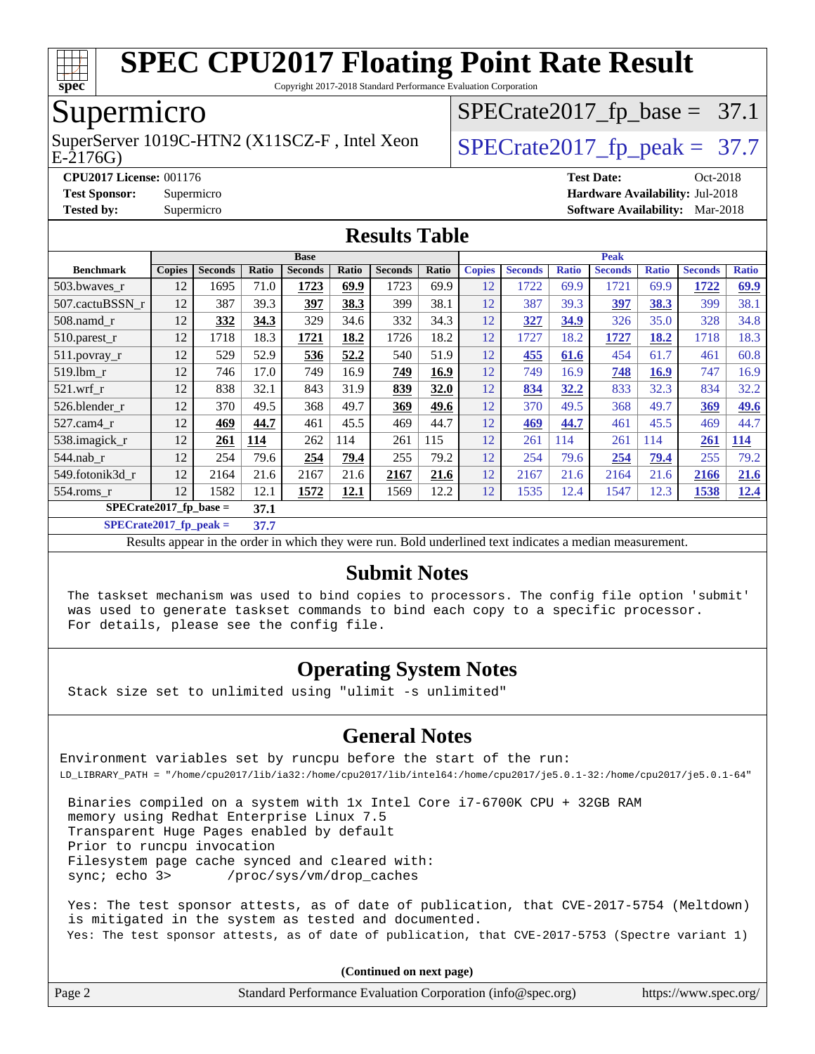# SPEC CPU2017 Floating Point Rate Result

Copyright 2017-2018 Standard Performance Evaluation Corporation

## Supermicro

SuperServer 1019C-HTN2 (X11SCZ-F , Intel Xeon E-2176G)

SPECrate2017_fp_base = 37.1

SPECrate2017_fp_peak = 37.7

**CPU2017 License:** 001176
**Test Sponsor:** Supermicro
**Tested by:** Supermicro

**Test Date:** Oct-2018
**Hardware Availability:** Jul-2018
**Software Availability:** Mar-2018

## Results Table

| Benchmark | Base | | | | | | | Peak | | | | | | |
|---|---|---|---|---|---|---|---|---|---|---|---|---|---|---|
| | Copies | Seconds | Ratio | Seconds | Ratio | Seconds | Ratio | Copies | Seconds | Ratio | Seconds | Ratio | Seconds | Ratio |
| 503.bwaves_r | 12 | 1695 | 71.0 | **1723** | **69.9** | 1723 | 69.9 | 12 | 1722 | 69.9 | 1721 | 69.9 | **1722** | **69.9** |
| 507.cactuBSSN_r | 12 | 387 | 39.3 | **397** | **38.3** | 399 | 38.1 | 12 | 387 | 39.3 | **397** | **38.3** | 399 | 38.1 |
| 508.namd_r | 12 | **332** | **34.3** | 329 | 34.6 | 332 | 34.3 | 12 | **327** | **34.9** | 326 | 35.0 | 328 | 34.8 |
| 510.parest_r | 12 | 1718 | 18.3 | **1721** | **18.2** | 1726 | 18.2 | 12 | 1727 | 18.2 | **1727** | **18.2** | 1718 | 18.3 |
| 511.povray_r | 12 | 529 | 52.9 | **536** | **52.2** | 540 | 51.9 | 12 | **455** | **61.6** | 454 | 61.7 | 461 | 60.8 |
| 519.lbm_r | 12 | 746 | 17.0 | 749 | 16.9 | **749** | **16.9** | 12 | 749 | 16.9 | **748** | **16.9** | 747 | 16.9 |
| 521.wrf_r | 12 | 838 | 32.1 | 843 | 31.9 | **839** | **32.0** | 12 | **834** | **32.2** | 833 | 32.3 | 834 | 32.2 |
| 526.blender_r | 12 | 370 | 49.5 | 368 | 49.7 | **369** | **49.6** | 12 | 370 | 49.5 | 368 | 49.7 | **369** | **49.6** |
| 527.cam4_r | 12 | **469** | **44.7** | 461 | 45.5 | 469 | 44.7 | 12 | **469** | **44.7** | 461 | 45.5 | 469 | 44.7 |
| 538.imagick_r | 12 | **261** | **114** | 262 | 114 | 261 | 115 | 12 | 261 | 114 | 261 | 114 | **261** | **114** |
| 544.nab_r | 12 | 254 | 79.6 | **254** | **79.4** | 255 | 79.2 | 12 | 254 | 79.6 | **254** | **79.4** | 255 | 79.2 |
| 549.fotonik3d_r | 12 | 2164 | 21.6 | 2167 | 21.6 | **2167** | **21.6** | 12 | 2167 | 21.6 | 2164 | 21.6 | **2166** | **21.6** |
| 554.roms_r | 12 | 1582 | 12.1 | **1572** | **12.1** | 1569 | 12.2 | 12 | 1535 | 12.4 | 1547 | 12.3 | **1538** | **12.4** |
| SPECrate2017_fp_base = | | 37.1 | | | | | | | | | | | | |
| SPECrate2017_fp_peak = | | 37.7 | | | | | | | | | | | | |

Results appear in the order in which they were run. Bold underlined text indicates a median measurement.

## Submit Notes

The taskset mechanism was used to bind copies to processors. The config file option 'submit' was used to generate taskset commands to bind each copy to a specific processor. For details, please see the config file.

## Operating System Notes

Stack size set to unlimited using "ulimit -s unlimited"

## General Notes

Environment variables set by runcpu before the start of the run:
LD_LIBRARY_PATH = "/home/cpu2017/lib/ia32:/home/cpu2017/lib/intel64:/home/cpu2017/je5.0.1-32:/home/cpu2017/je5.0.1-64"

Binaries compiled on a system with 1x Intel Core i7-6700K CPU + 32GB RAM memory using Redhat Enterprise Linux 7.5
Transparent Huge Pages enabled by default
Prior to runcpu invocation
Filesystem page cache synced and cleared with:
sync; echo 3>       /proc/sys/vm/drop_caches

Yes: The test sponsor attests, as of date of publication, that CVE-2017-5754 (Meltdown) is mitigated in the system as tested and documented.
Yes: The test sponsor attests, as of date of publication, that CVE-2017-5753 (Spectre variant 1)

**(Continued on next page)**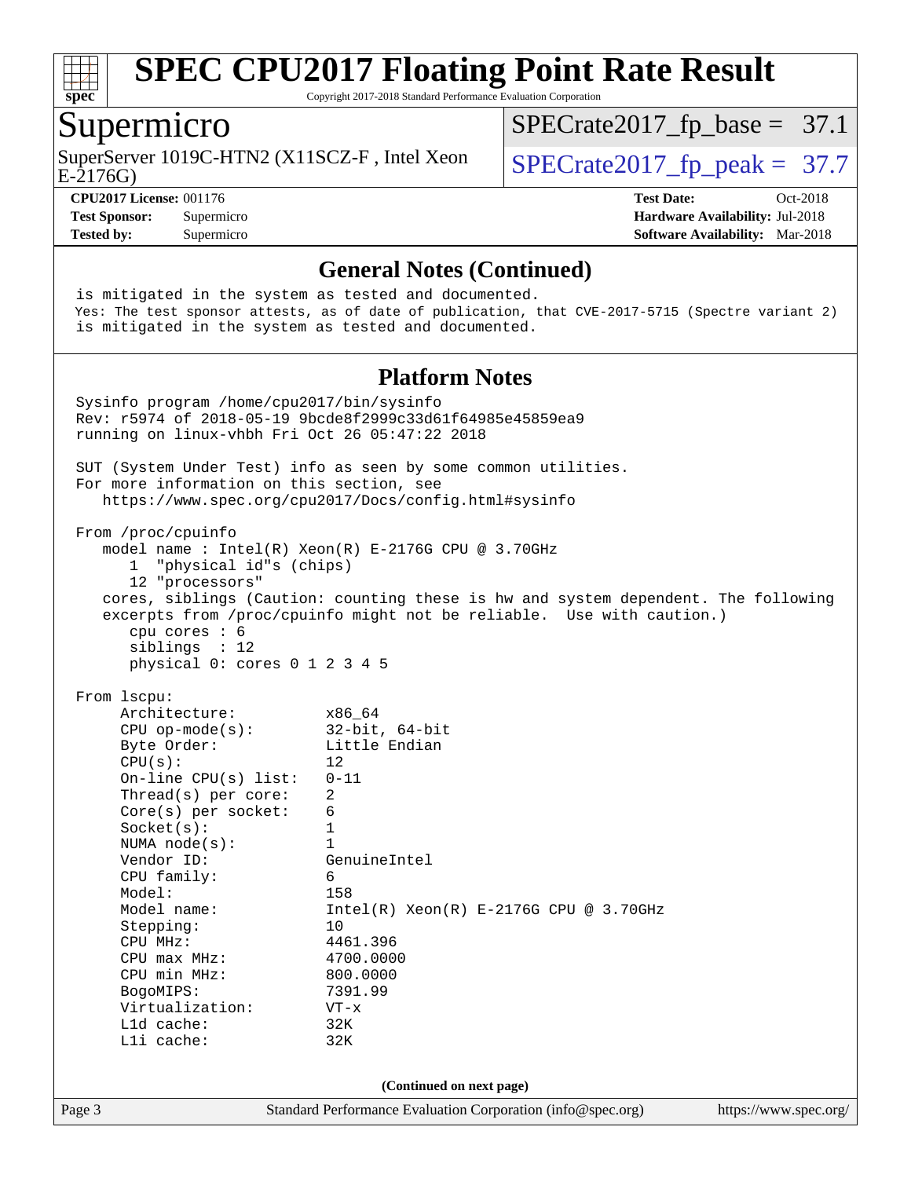# SPEC CPU2017 Floating Point Rate Result

Copyright 2017-2018 Standard Performance Evaluation Corporation

## Supermicro

SuperServer 1019C-HTN2 (X11SCZ-F , Intel Xeon E-2176G)

SPECrate2017_fp_base = 37.1

SPECrate2017_fp_peak = 37.7

**CPU2017 License:** 001176
**Test Sponsor:** Supermicro
**Tested by:** Supermicro

**Test Date:** Oct-2018
**Hardware Availability:** Jul-2018
**Software Availability:** Mar-2018

### General Notes (Continued)

```
is mitigated in the system as tested and documented.
Yes: The test sponsor attests, as of date of publication, that CVE-2017-5715 (Spectre variant 2)
is mitigated in the system as tested and documented.
```

### Platform Notes

```
Sysinfo program /home/cpu2017/bin/sysinfo
Rev: r5974 of 2018-05-19 9bcde8f2999c33d61f64985e45859ea9
running on linux-vhbh Fri Oct 26 05:47:22 2018

SUT (System Under Test) info as seen by some common utilities.
For more information on this section, see
   https://www.spec.org/cpu2017/Docs/config.html#sysinfo

From /proc/cpuinfo
   model name : Intel(R) Xeon(R) E-2176G CPU @ 3.70GHz
      1  "physical id"s (chips)
      12 "processors"
   cores, siblings (Caution: counting these is hw and system dependent. The following
   excerpts from /proc/cpuinfo might not be reliable.  Use with caution.)
      cpu cores : 6
      siblings  : 12
      physical 0: cores 0 1 2 3 4 5

From lscpu:
     Architecture:          x86_64
     CPU op-mode(s):        32-bit, 64-bit
     Byte Order:            Little Endian
     CPU(s):                12
     On-line CPU(s) list:   0-11
     Thread(s) per core:    2
     Core(s) per socket:    6
     Socket(s):             1
     NUMA node(s):          1
     Vendor ID:             GenuineIntel
     CPU family:            6
     Model:                 158
     Model name:            Intel(R) Xeon(R) E-2176G CPU @ 3.70GHz
     Stepping:              10
     CPU MHz:               4461.396
     CPU max MHz:           4700.0000
     CPU min MHz:           800.0000
     BogoMIPS:              7391.99
     Virtualization:        VT-x
     L1d cache:             32K
     L1i cache:             32K
```

(Continued on next page)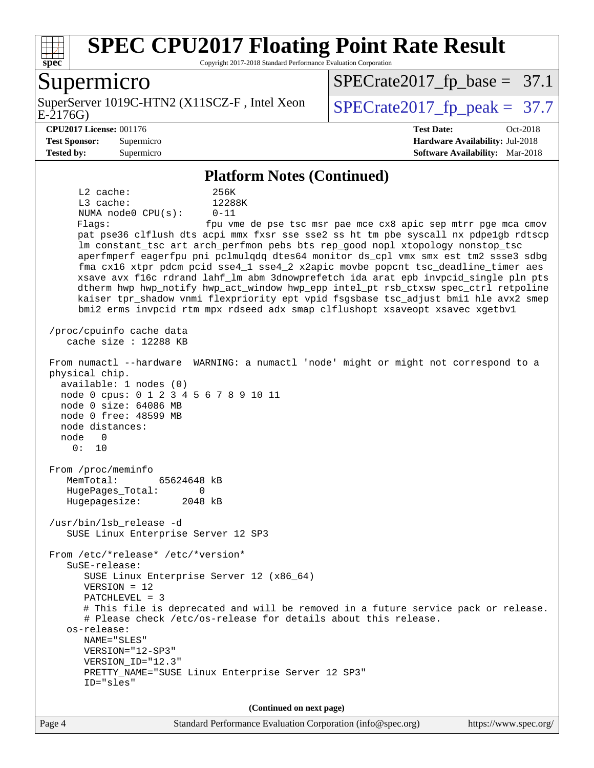## Platform Notes (Continued)

```
      L2 cache:              256K
      L3 cache:              12288K
      NUMA node0 CPU(s):     0-11
      Flags:                 fpu vme de pse tsc msr pae mce cx8 apic sep mtrr pge mca cmov
      pat pse36 clflush dts acpi mmx fxsr sse sse2 ss ht tm pbe syscall nx pdpe1gb rdtscp
      lm constant_tsc art arch_perfmon pebs bts rep_good nopl xtopology nonstop_tsc
      aperfmperf eagerfpu pni pclmulqdq dtes64 monitor ds_cpl vmx smx est tm2 ssse3 sdbg
      fma cx16 xtpr pdcm pcid sse4_1 sse4_2 x2apic movbe popcnt tsc_deadline_timer aes
      xsave avx f16c rdrand lahf_lm abm 3dnowprefetch ida arat epb invpcid_single pln pts
      dtherm hwp hwp_notify hwp_act_window hwp_epp intel_pt rsb_ctxsw spec_ctrl retpoline
      kaiser tpr_shadow vnmi flexpriority ept vpid fsgsbase tsc_adjust bmi1 hle avx2 smep
      bmi2 erms invpcid rtm mpx rdseed adx smap clflushopt xsaveopt xsavec xgetbv1

 /proc/cpuinfo cache data
    cache size : 12288 KB

 From numactl --hardware  WARNING: a numactl 'node' might or might not correspond to a
 physical chip.
   available: 1 nodes (0)
   node 0 cpus: 0 1 2 3 4 5 6 7 8 9 10 11
   node 0 size: 64086 MB
   node 0 free: 48599 MB
   node distances:
   node   0
     0:  10

 From /proc/meminfo
    MemTotal:       65624648 kB
    HugePages_Total:       0
    Hugepagesize:       2048 kB

 /usr/bin/lsb_release -d
    SUSE Linux Enterprise Server 12 SP3

 From /etc/*release* /etc/*version*
    SuSE-release:
       SUSE Linux Enterprise Server 12 (x86_64)
       VERSION = 12
       PATCHLEVEL = 3
       # This file is deprecated and will be removed in a future service pack or release.
       # Please check /etc/os-release for details about this release.
    os-release:
       NAME="SLES"
       VERSION="12-SP3"
       VERSION_ID="12.3"
       PRETTY_NAME="SUSE Linux Enterprise Server 12 SP3"
       ID="sles"
```

(Continued on next page)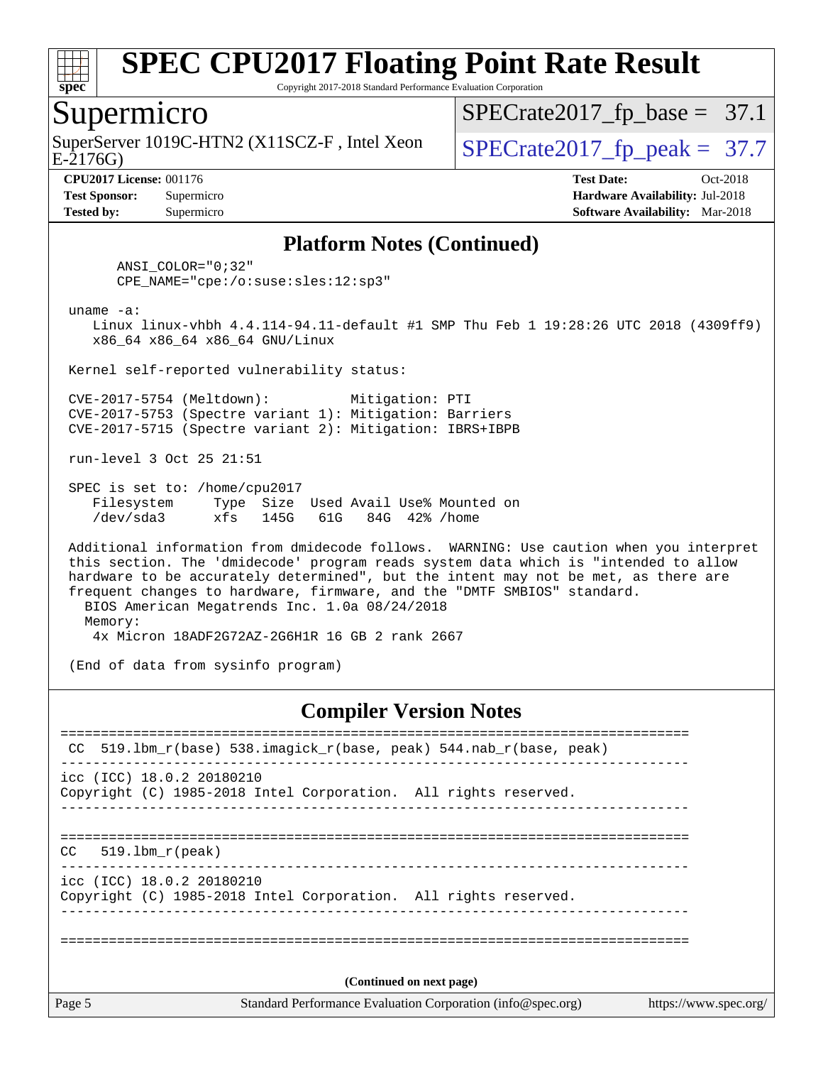## Platform Notes (Continued)

```
      ANSI_COLOR="0;32"
      CPE_NAME="cpe:/o:suse:sles:12:sp3"

 uname -a:
    Linux linux-vhbh 4.4.114-94.11-default #1 SMP Thu Feb 1 19:28:26 UTC 2018 (4309ff9)
    x86_64 x86_64 x86_64 GNU/Linux

 Kernel self-reported vulnerability status:

 CVE-2017-5754 (Meltdown):          Mitigation: PTI
 CVE-2017-5753 (Spectre variant 1): Mitigation: Barriers
 CVE-2017-5715 (Spectre variant 2): Mitigation: IBRS+IBPB

 run-level 3 Oct 25 21:51

 SPEC is set to: /home/cpu2017
    Filesystem     Type  Size  Used Avail Use% Mounted on
    /dev/sda3      xfs   145G   61G   84G  42% /home

 Additional information from dmidecode follows.  WARNING: Use caution when you interpret
 this section. The 'dmidecode' program reads system data which is "intended to allow
 hardware to be accurately determined", but the intent may not be met, as there are
 frequent changes to hardware, firmware, and the "DMTF SMBIOS" standard.
   BIOS American Megatrends Inc. 1.0a 08/24/2018
   Memory:
    4x Micron 18ADF2G72AZ-2G6H1R 16 GB 2 rank 2667

 (End of data from sysinfo program)
```

## Compiler Version Notes

```
==============================================================================
 CC  519.lbm_r(base) 538.imagick_r(base, peak) 544.nab_r(base, peak)
------------------------------------------------------------------------------
icc (ICC) 18.0.2 20180210
Copyright (C) 1985-2018 Intel Corporation.  All rights reserved.
------------------------------------------------------------------------------

==============================================================================
CC   519.lbm_r(peak)
------------------------------------------------------------------------------
icc (ICC) 18.0.2 20180210
Copyright (C) 1985-2018 Intel Corporation.  All rights reserved.
------------------------------------------------------------------------------

==============================================================================
```

(Continued on next page)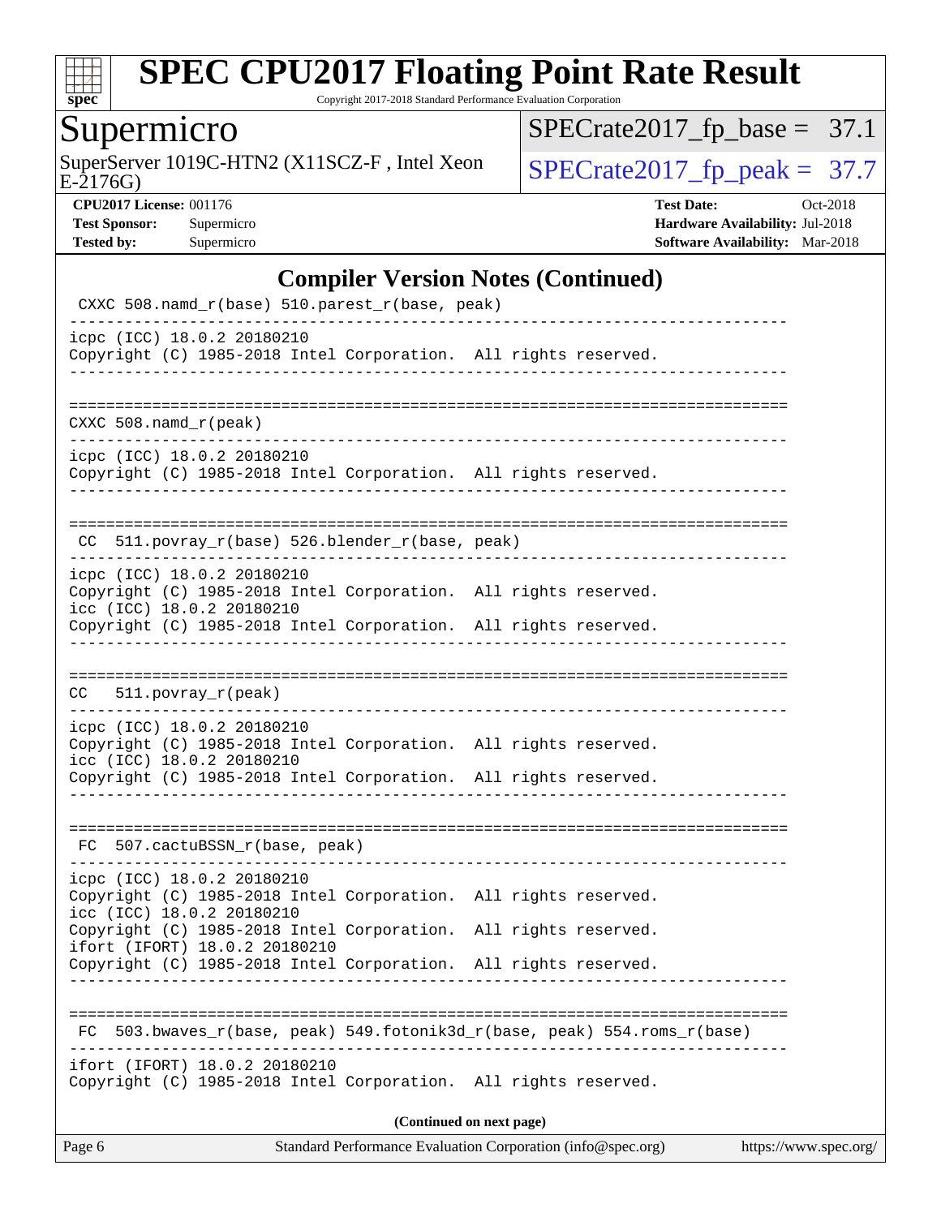# SPEC CPU2017 Floating Point Rate Result

Copyright 2017-2018 Standard Performance Evaluation Corporation

## Supermicro

SuperServer 1019C-HTN2 (X11SCZ-F , Intel Xeon E-2176G)

SPECrate2017_fp_base = 37.1

SPECrate2017_fp_peak = 37.7

**CPU2017 License:** 001176
**Test Sponsor:** Supermicro
**Tested by:** Supermicro

**Test Date:** Oct-2018
**Hardware Availability:** Jul-2018
**Software Availability:** Mar-2018

## Compiler Version Notes (Continued)

```
 CXXC 508.namd_r(base) 510.parest_r(base, peak)
------------------------------------------------------------------------------
icpc (ICC) 18.0.2 20180210
Copyright (C) 1985-2018 Intel Corporation.  All rights reserved.
------------------------------------------------------------------------------

==============================================================================
 CXXC 508.namd_r(peak)
------------------------------------------------------------------------------
icpc (ICC) 18.0.2 20180210
Copyright (C) 1985-2018 Intel Corporation.  All rights reserved.
------------------------------------------------------------------------------

==============================================================================
 CC  511.povray_r(base) 526.blender_r(base, peak)
------------------------------------------------------------------------------
icpc (ICC) 18.0.2 20180210
Copyright (C) 1985-2018 Intel Corporation.  All rights reserved.
icc (ICC) 18.0.2 20180210
Copyright (C) 1985-2018 Intel Corporation.  All rights reserved.
------------------------------------------------------------------------------

==============================================================================
 CC   511.povray_r(peak)
------------------------------------------------------------------------------
icpc (ICC) 18.0.2 20180210
Copyright (C) 1985-2018 Intel Corporation.  All rights reserved.
icc (ICC) 18.0.2 20180210
Copyright (C) 1985-2018 Intel Corporation.  All rights reserved.
------------------------------------------------------------------------------

==============================================================================
 FC  507.cactuBSSN_r(base, peak)
------------------------------------------------------------------------------
icpc (ICC) 18.0.2 20180210
Copyright (C) 1985-2018 Intel Corporation.  All rights reserved.
icc (ICC) 18.0.2 20180210
Copyright (C) 1985-2018 Intel Corporation.  All rights reserved.
ifort (IFORT) 18.0.2 20180210
Copyright (C) 1985-2018 Intel Corporation.  All rights reserved.
------------------------------------------------------------------------------

==============================================================================
 FC  503.bwaves_r(base, peak) 549.fotonik3d_r(base, peak) 554.roms_r(base)
------------------------------------------------------------------------------
ifort (IFORT) 18.0.2 20180210
Copyright (C) 1985-2018 Intel Corporation.  All rights reserved.
```

**(Continued on next page)**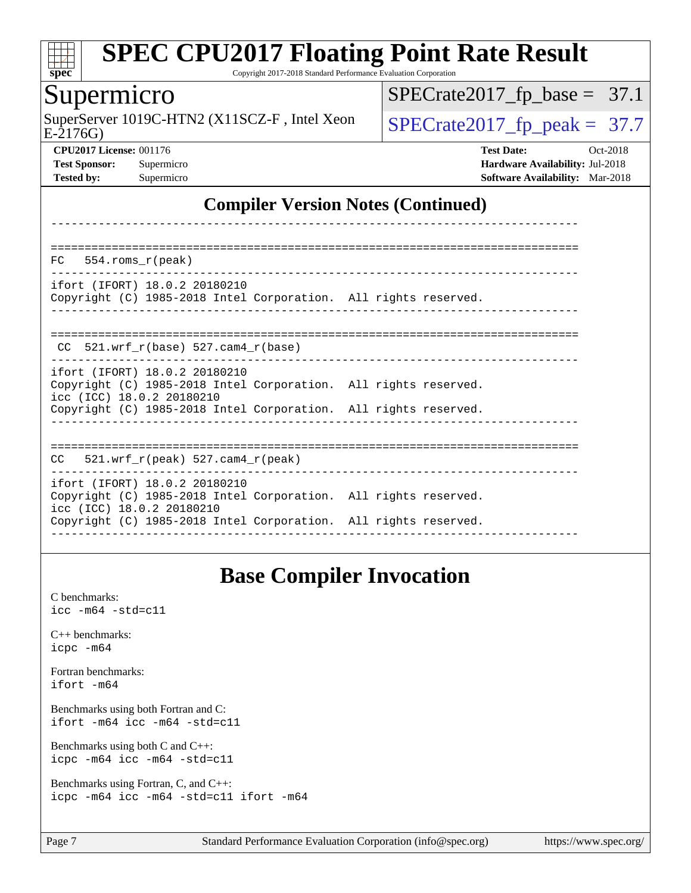## Compiler Version Notes (Continued)

```
------------------------------------------------------------------------------

==============================================================================
FC   554.roms_r(peak)
------------------------------------------------------------------------------
ifort (IFORT) 18.0.2 20180210
Copyright (C) 1985-2018 Intel Corporation.  All rights reserved.
------------------------------------------------------------------------------

==============================================================================
 CC  521.wrf_r(base) 527.cam4_r(base)
------------------------------------------------------------------------------
ifort (IFORT) 18.0.2 20180210
Copyright (C) 1985-2018 Intel Corporation.  All rights reserved.
icc (ICC) 18.0.2 20180210
Copyright (C) 1985-2018 Intel Corporation.  All rights reserved.
------------------------------------------------------------------------------

==============================================================================
CC   521.wrf_r(peak) 527.cam4_r(peak)
------------------------------------------------------------------------------
ifort (IFORT) 18.0.2 20180210
Copyright (C) 1985-2018 Intel Corporation.  All rights reserved.
icc (ICC) 18.0.2 20180210
Copyright (C) 1985-2018 Intel Corporation.  All rights reserved.
------------------------------------------------------------------------------
```

## Base Compiler Invocation

C benchmarks:
`icc -m64 -std=c11`

C++ benchmarks:
`icpc -m64`

Fortran benchmarks:
`ifort -m64`

Benchmarks using both Fortran and C:
`ifort -m64 icc -m64 -std=c11`

Benchmarks using both C and C++:
`icpc -m64 icc -m64 -std=c11`

Benchmarks using Fortran, C, and C++:
`icpc -m64 icc -m64 -std=c11 ifort -m64`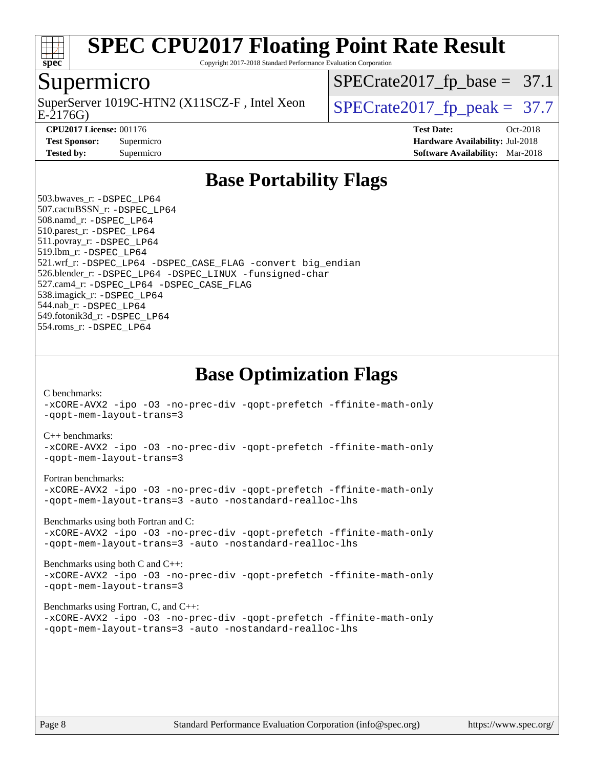# SPEC CPU2017 Floating Point Rate Result

Copyright 2017-2018 Standard Performance Evaluation Corporation

## Supermicro

SuperServer 1019C-HTN2 (X11SCZ-F , Intel Xeon E-2176G)

SPECrate2017_fp_base = 37.1

SPECrate2017_fp_peak = 37.7

**CPU2017 License:** 001176
**Test Sponsor:** Supermicro
**Tested by:** Supermicro

**Test Date:** Oct-2018
**Hardware Availability:** Jul-2018
**Software Availability:** Mar-2018

## Base Portability Flags

503.bwaves_r: -DSPEC_LP64
507.cactuBSSN_r: -DSPEC_LP64
508.namd_r: -DSPEC_LP64
510.parest_r: -DSPEC_LP64
511.povray_r: -DSPEC_LP64
519.lbm_r: -DSPEC_LP64
521.wrf_r: -DSPEC_LP64 -DSPEC_CASE_FLAG -convert big_endian
526.blender_r: -DSPEC_LP64 -DSPEC_LINUX -funsigned-char
527.cam4_r: -DSPEC_LP64 -DSPEC_CASE_FLAG
538.imagick_r: -DSPEC_LP64
544.nab_r: -DSPEC_LP64
549.fotonik3d_r: -DSPEC_LP64
554.roms_r: -DSPEC_LP64

## Base Optimization Flags

C benchmarks:
-xCORE-AVX2 -ipo -O3 -no-prec-div -qopt-prefetch -ffinite-math-only
-qopt-mem-layout-trans=3

C++ benchmarks:
-xCORE-AVX2 -ipo -O3 -no-prec-div -qopt-prefetch -ffinite-math-only
-qopt-mem-layout-trans=3

Fortran benchmarks:
-xCORE-AVX2 -ipo -O3 -no-prec-div -qopt-prefetch -ffinite-math-only
-qopt-mem-layout-trans=3 -auto -nostandard-realloc-lhs

Benchmarks using both Fortran and C:
-xCORE-AVX2 -ipo -O3 -no-prec-div -qopt-prefetch -ffinite-math-only
-qopt-mem-layout-trans=3 -auto -nostandard-realloc-lhs

Benchmarks using both C and C++:
-xCORE-AVX2 -ipo -O3 -no-prec-div -qopt-prefetch -ffinite-math-only
-qopt-mem-layout-trans=3

Benchmarks using Fortran, C, and C++:
-xCORE-AVX2 -ipo -O3 -no-prec-div -qopt-prefetch -ffinite-math-only
-qopt-mem-layout-trans=3 -auto -nostandard-realloc-lhs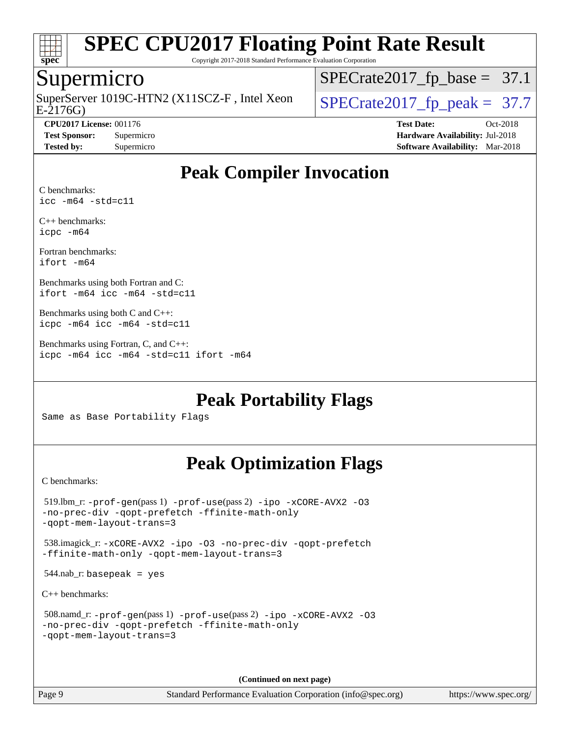# Peak Compiler Invocation

C benchmarks:
`icc -m64 -std=c11`

C++ benchmarks:
`icpc -m64`

Fortran benchmarks:
`ifort -m64`

Benchmarks using both Fortran and C:
`ifort -m64 icc -m64 -std=c11`

Benchmarks using both C and C++:
`icpc -m64 icc -m64 -std=c11`

Benchmarks using Fortran, C, and C++:
`icpc -m64 icc -m64 -std=c11 ifort -m64`

# Peak Portability Flags

Same as Base Portability Flags

# Peak Optimization Flags

C benchmarks:

519.lbm_r: `-prof-gen`(pass 1) `-prof-use`(pass 2) `-ipo -xCORE-AVX2 -O3 -no-prec-div -qopt-prefetch -ffinite-math-only -qopt-mem-layout-trans=3`

538.imagick_r: `-xCORE-AVX2 -ipo -O3 -no-prec-div -qopt-prefetch -ffinite-math-only -qopt-mem-layout-trans=3`

544.nab_r: `basepeak = yes`

C++ benchmarks:

508.namd_r: `-prof-gen`(pass 1) `-prof-use`(pass 2) `-ipo -xCORE-AVX2 -O3 -no-prec-div -qopt-prefetch -ffinite-math-only -qopt-mem-layout-trans=3`

**(Continued on next page)**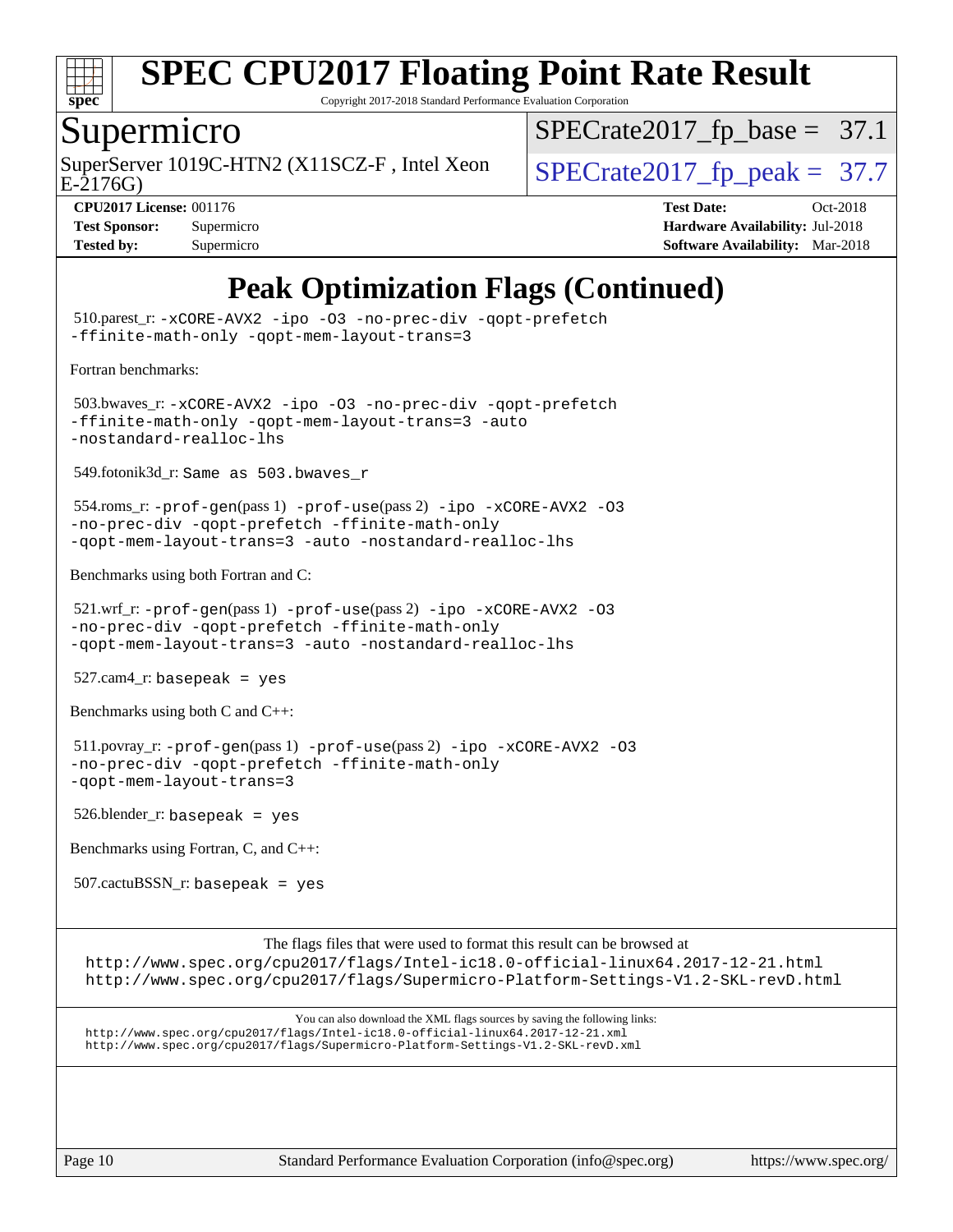# Peak Optimization Flags (Continued)

510.parest_r: `-xCORE-AVX2 -ipo -O3 -no-prec-div -qopt-prefetch -ffinite-math-only -qopt-mem-layout-trans=3`

Fortran benchmarks:

503.bwaves_r: `-xCORE-AVX2 -ipo -O3 -no-prec-div -qopt-prefetch -ffinite-math-only -qopt-mem-layout-trans=3 -auto -nostandard-realloc-lhs`

549.fotonik3d_r: `Same as 503.bwaves_r`

554.roms_r: `-prof-gen`(pass 1) `-prof-use`(pass 2) `-ipo -xCORE-AVX2 -O3 -no-prec-div -qopt-prefetch -ffinite-math-only -qopt-mem-layout-trans=3 -auto -nostandard-realloc-lhs`

Benchmarks using both Fortran and C:

521.wrf_r: `-prof-gen`(pass 1) `-prof-use`(pass 2) `-ipo -xCORE-AVX2 -O3 -no-prec-div -qopt-prefetch -ffinite-math-only -qopt-mem-layout-trans=3 -auto -nostandard-realloc-lhs`

527.cam4_r: `basepeak = yes`

Benchmarks using both C and C++:

511.povray_r: `-prof-gen`(pass 1) `-prof-use`(pass 2) `-ipo -xCORE-AVX2 -O3 -no-prec-div -qopt-prefetch -ffinite-math-only -qopt-mem-layout-trans=3`

526.blender_r: `basepeak = yes`

Benchmarks using Fortran, C, and C++:

507.cactuBSSN_r: `basepeak = yes`

The flags files that were used to format this result can be browsed at

http://www.spec.org/cpu2017/flags/Intel-ic18.0-official-linux64.2017-12-21.html
http://www.spec.org/cpu2017/flags/Supermicro-Platform-Settings-V1.2-SKL-revD.html

You can also download the XML flags sources by saving the following links:

http://www.spec.org/cpu2017/flags/Intel-ic18.0-official-linux64.2017-12-21.xml
http://www.spec.org/cpu2017/flags/Supermicro-Platform-Settings-V1.2-SKL-revD.xml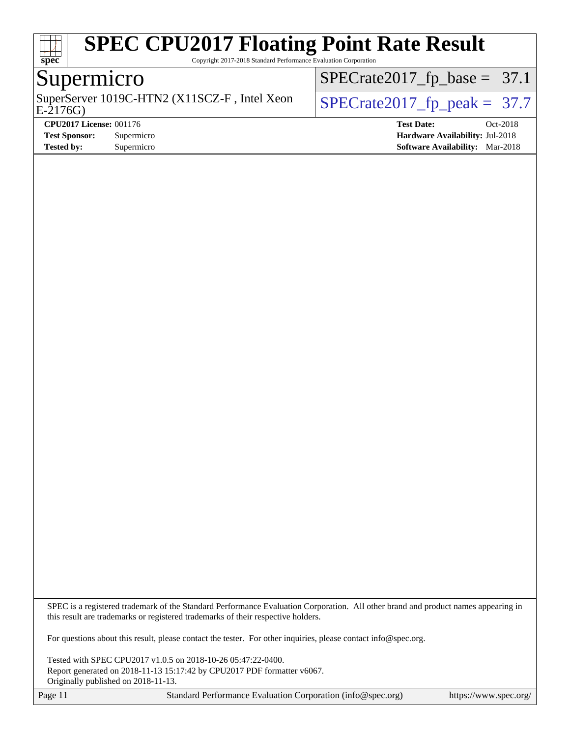SPEC is a registered trademark of the Standard Performance Evaluation Corporation. All other brand and product names appearing in this result are trademarks or registered trademarks of their respective holders.

For questions about this result, please contact the tester. For other inquiries, please contact info@spec.org.

Tested with SPEC CPU2017 v1.0.5 on 2018-10-26 05:47:22-0400.
Report generated on 2018-11-13 15:17:42 by CPU2017 PDF formatter v6067.
Originally published on 2018-11-13.